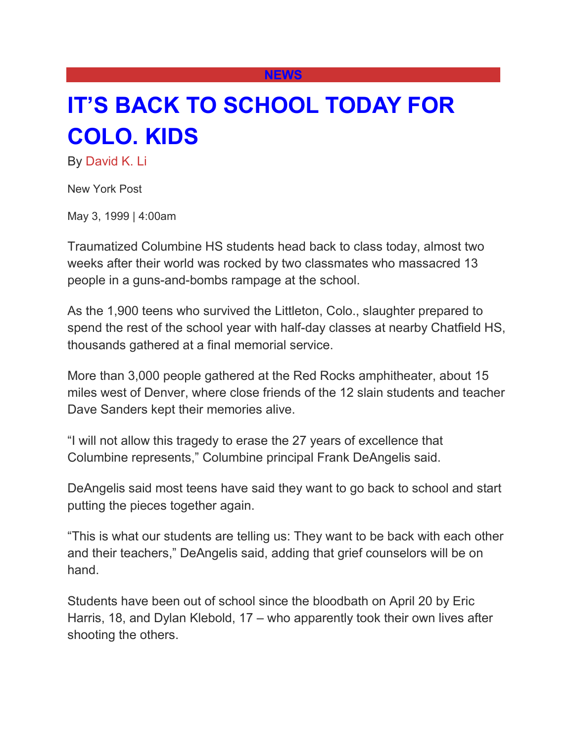NEWS

# IT'S BACK TO SCHOOL TODAY FOR COLO. KIDS

By David K. Li

New York Post

May 3, 1999 | 4:00am

Traumatized Columbine HS students head back to class today, almost two weeks after their world was rocked by two classmates who massacred 13 people in a guns-and-bombs rampage at the school.

As the 1,900 teens who survived the Littleton, Colo., slaughter prepared to spend the rest of the school year with half-day classes at nearby Chatfield HS, thousands gathered at a final memorial service.

More than 3,000 people gathered at the Red Rocks amphitheater, about 15 miles west of Denver, where close friends of the 12 slain students and teacher Dave Sanders kept their memories alive.

"I will not allow this tragedy to erase the 27 years of excellence that Columbine represents," Columbine principal Frank DeAngelis said.

DeAngelis said most teens have said they want to go back to school and start putting the pieces together again.

"This is what our students are telling us: They want to be back with each other and their teachers," DeAngelis said, adding that grief counselors will be on hand.

Students have been out of school since the bloodbath on April 20 by Eric Harris, 18, and Dylan Klebold, 17 – who apparently took their own lives after shooting the others.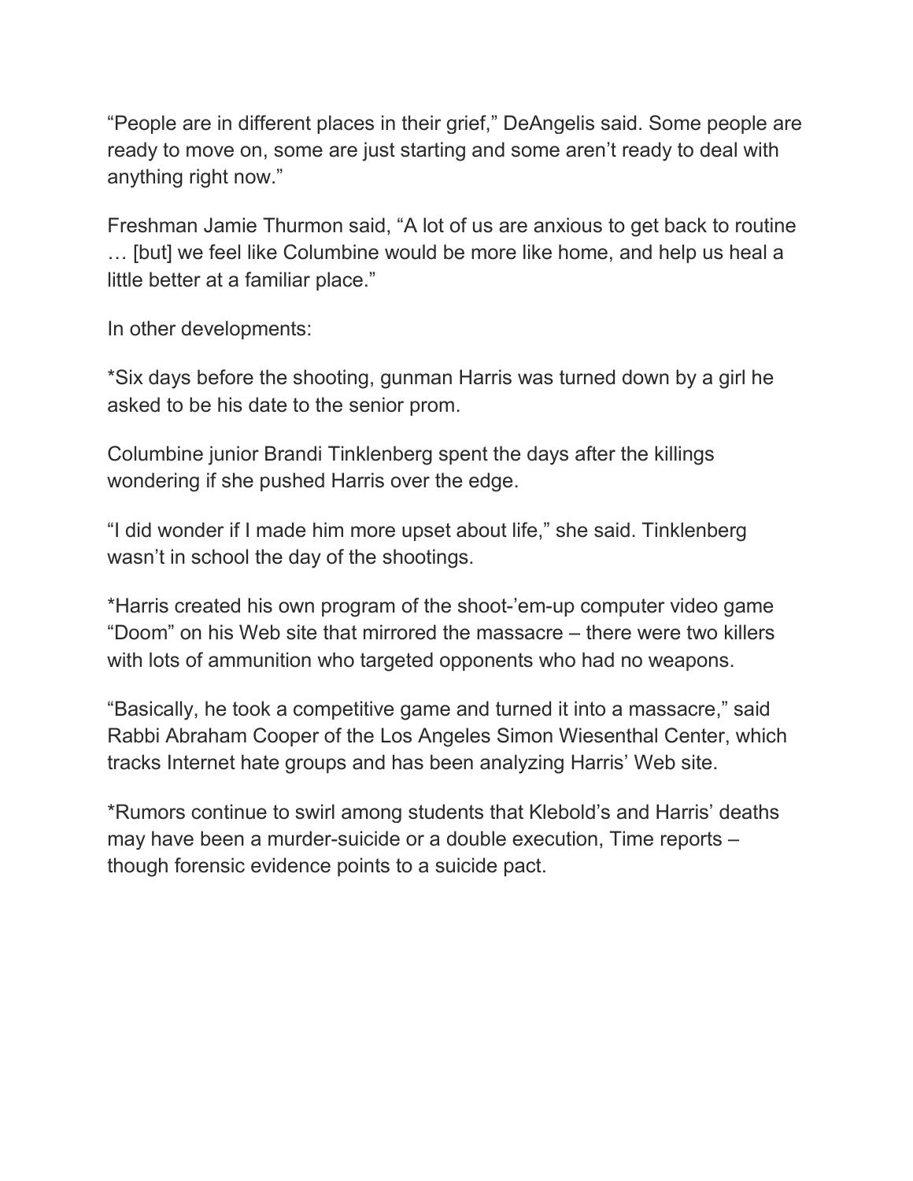“People are in different places in their grief,” DeAngelis said. Some people are ready to move on, some are just starting and some aren’t ready to deal with anything right now.”

Freshman Jamie Thurmon said, “A lot of us are anxious to get back to routine … [but] we feel like Columbine would be more like home, and help us heal a little better at a familiar place.”

In other developments:

*Six days before the shooting, gunman Harris was turned down by a girl he asked to be his date to the senior prom.

Columbine junior Brandi Tinklenberg spent the days after the killings wondering if she pushed Harris over the edge.

“I did wonder if I made him more upset about life,” she said. Tinklenberg wasn’t in school the day of the shootings.

*Harris created his own program of the shoot-’em-up computer video game “Doom” on his Web site that mirrored the massacre – there were two killers with lots of ammunition who targeted opponents who had no weapons.

“Basically, he took a competitive game and turned it into a massacre,” said Rabbi Abraham Cooper of the Los Angeles Simon Wiesenthal Center, which tracks Internet hate groups and has been analyzing Harris’ Web site.

*Rumors continue to swirl among students that Klebold’s and Harris’ deaths may have been a murder-suicide or a double execution, Time reports – though forensic evidence points to a suicide pact.